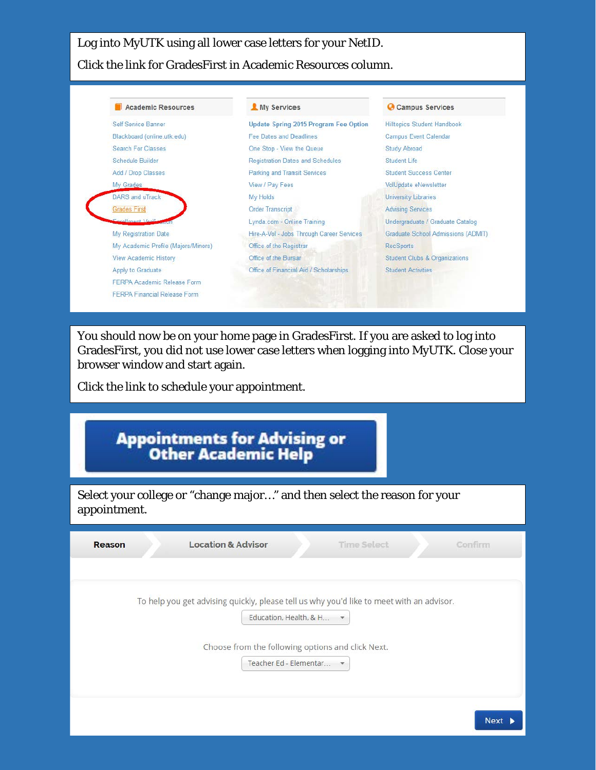Log into MyUTK using all lower case letters for your NetID.

Click the link for GradesFirst in Academic Resources column.

| Academic Resources | My Services | Campus Services |
| --- | --- | --- |
| Self Service Banner | Update Spring 2015 Program Fee Option | Hilltopics Student Handbook |
| Blackboard (online.utk.edu) | Fee Dates and Deadlines | Campus Event Calendar |
| Search For Classes | One Stop - View the Queue | Study Abroad |
| Schedule Builder | Registration Dates and Schedules | Student Life |
| Add / Drop Classes | Parking and Transit Services | Student Success Center |
| My Grades | View / Pay Fees | VolUpdate eNewsletter |
| DARS and uTrack | My Holds | University Libraries |
| Grades First | Order Transcript | Advising Services |
| Enrollment Verification | Lynda.com - Online Training | Undergraduate / Graduate Catalog |
| My Registration Date | Hire-A-Vol - Jobs Through Career Services | Graduate School Admissions (ADMIT) |
| My Academic Profile (Majors/Minors) | Office of the Registrar | RecSports |
| View Academic History | Office of the Bursar | Student Clubs & Organizations |
| Apply to Graduate | Office of Financial Aid / Scholarships | Student Activities |
| FERPA Academic Release Form | | |
| FERPA Financial Release Form | | |

You should now be on your home page in GradesFirst. If you are asked to log into GradesFirst, you did not use lower case letters when logging into MyUTK. Close your browser window and start again.

Click the link to schedule your appointment.

**Appointments for Advising or Other Academic Help**

Select your college or "change major…" and then select the reason for your appointment.

Reason | Location & Advisor | Time Select | Confirm

To help you get advising quickly, please tell us why you'd like to meet with an advisor.

Education, Health, & H...

Choose from the following options and click Next.

Teacher Ed - Elementar...

Next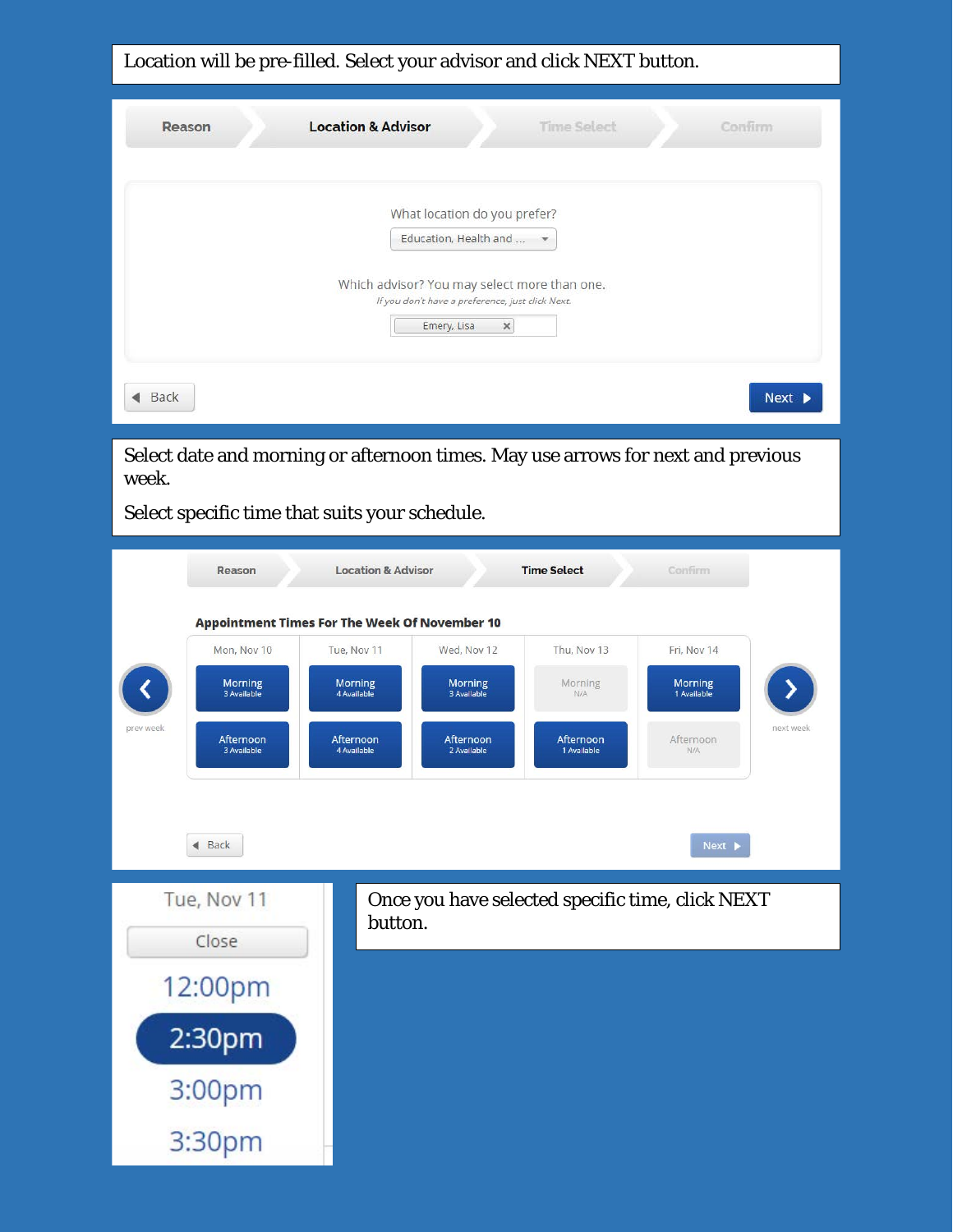Location will be pre-filled. Select your advisor and click NEXT button.

Reason | **Location & Advisor** | Time Select | Confirm

What location do you prefer?

Education, Health and ...

Which advisor? You may select more than one.

*If you don't have a preference, just click Next.*

Emery, Lisa ×

Back | Next

Select date and morning or afternoon times. May use arrows for next and previous week.

Select specific time that suits your schedule.

Reason | Location & Advisor | **Time Select** | Confirm

**Appointment Times For The Week Of November 10**

| Mon, Nov 10 | Tue, Nov 11 | Wed, Nov 12 | Thu, Nov 13 | Fri, Nov 14 |
| --- | --- | --- | --- | --- |
| Morning 3 Available | Morning 4 Available | Morning 3 Available | Morning N/A | Morning 1 Available |
| Afternoon 3 Available | Afternoon 4 Available | Afternoon 2 Available | Afternoon 1 Available | Afternoon N/A |

prev week | next week

Back | Next

Tue, Nov 11

Close

12:00pm

2:30pm

3:00pm

3:30pm

Once you have selected specific time, click NEXT button.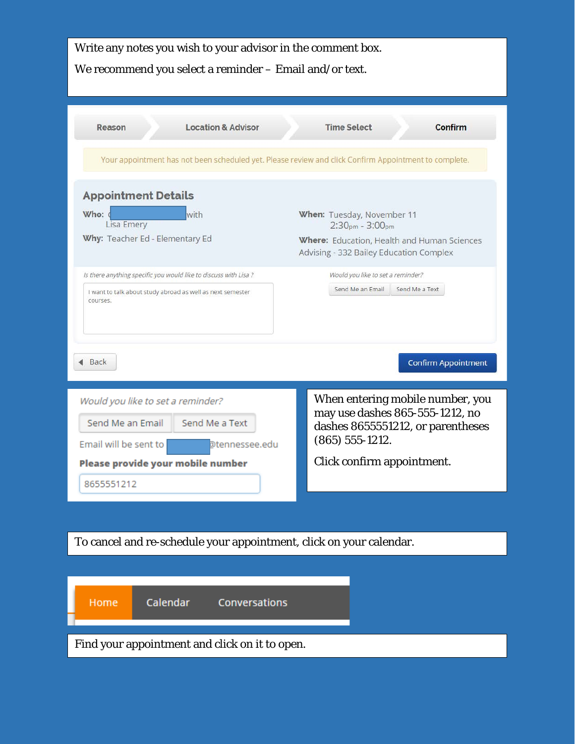Write any notes you wish to your advisor in the comment box.

We recommend you select a reminder – Email and/or text.

Reason | Location & Advisor | Time Select | **Confirm**

Your appointment has not been scheduled yet. Please review and click Confirm Appointment to complete.

## Appointment Details

**Who:** with Lisa Emery

**Why:** Teacher Ed - Elementary Ed

**When:** Tuesday, November 11
2:30pm - 3:00pm

**Where:** Education, Health and Human Sciences Advising - 332 Bailey Education Complex

*Is there anything specific you would like to discuss with Lisa ?*

I want to talk about study abroad as well as next semester courses.

*Would you like to set a reminder?*

Send Me an Email | Send Me a Text

Back

Confirm Appointment

*Would you like to set a reminder?*

Send Me an Email | Send Me a Text

Email will be sent to @tennessee.edu

**Please provide your mobile number**

8655551212

When entering mobile number, you may use dashes 865-555-1212, no dashes 8655551212, or parentheses (865) 555-1212.

Click confirm appointment.

To cancel and re-schedule your appointment, click on your calendar.

Home | Calendar | Conversations

Find your appointment and click on it to open.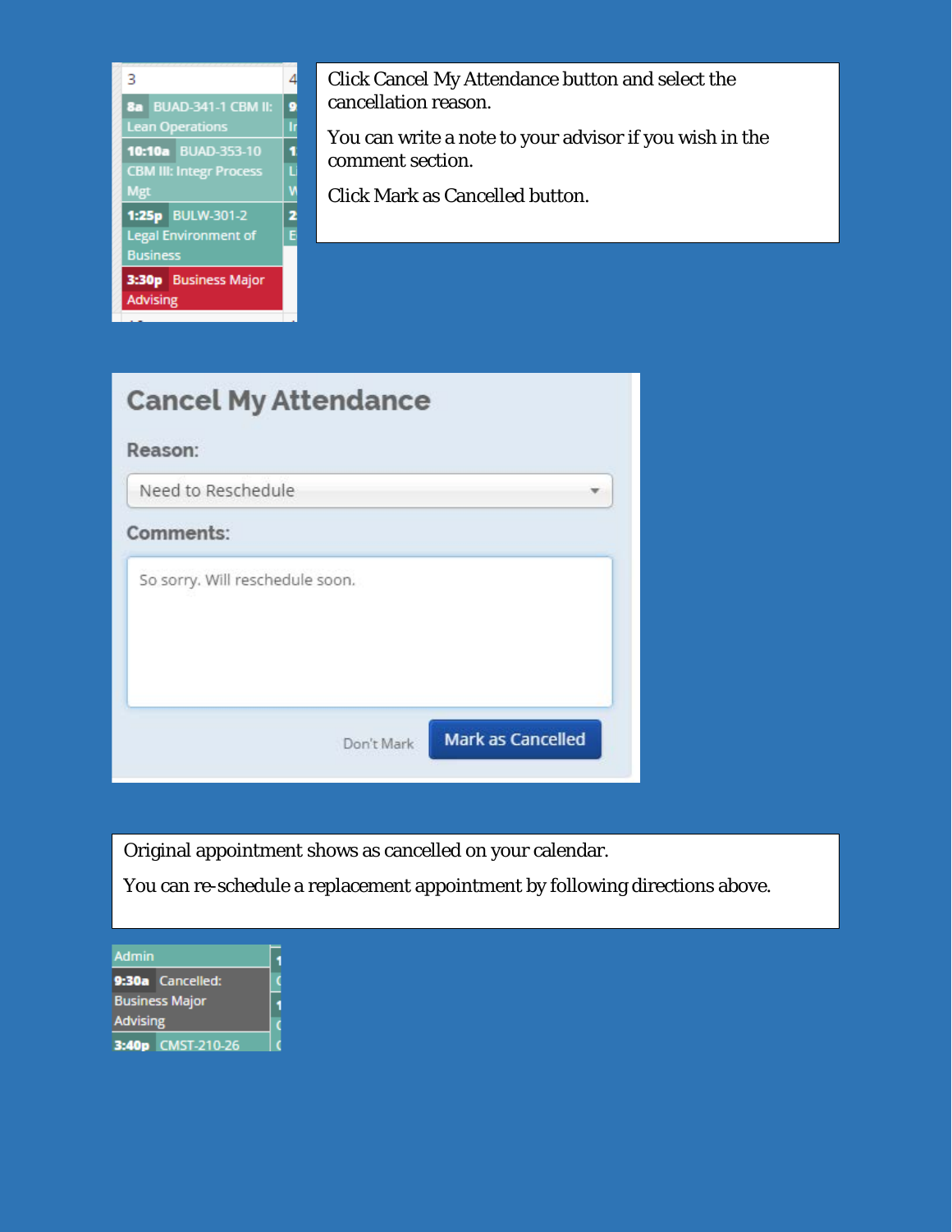Click Cancel My Attendance button and select the cancellation reason.

You can write a note to your advisor if you wish in the comment section.

Click Mark as Cancelled button.

Original appointment shows as cancelled on your calendar.

You can re-schedule a replacement appointment by following directions above.